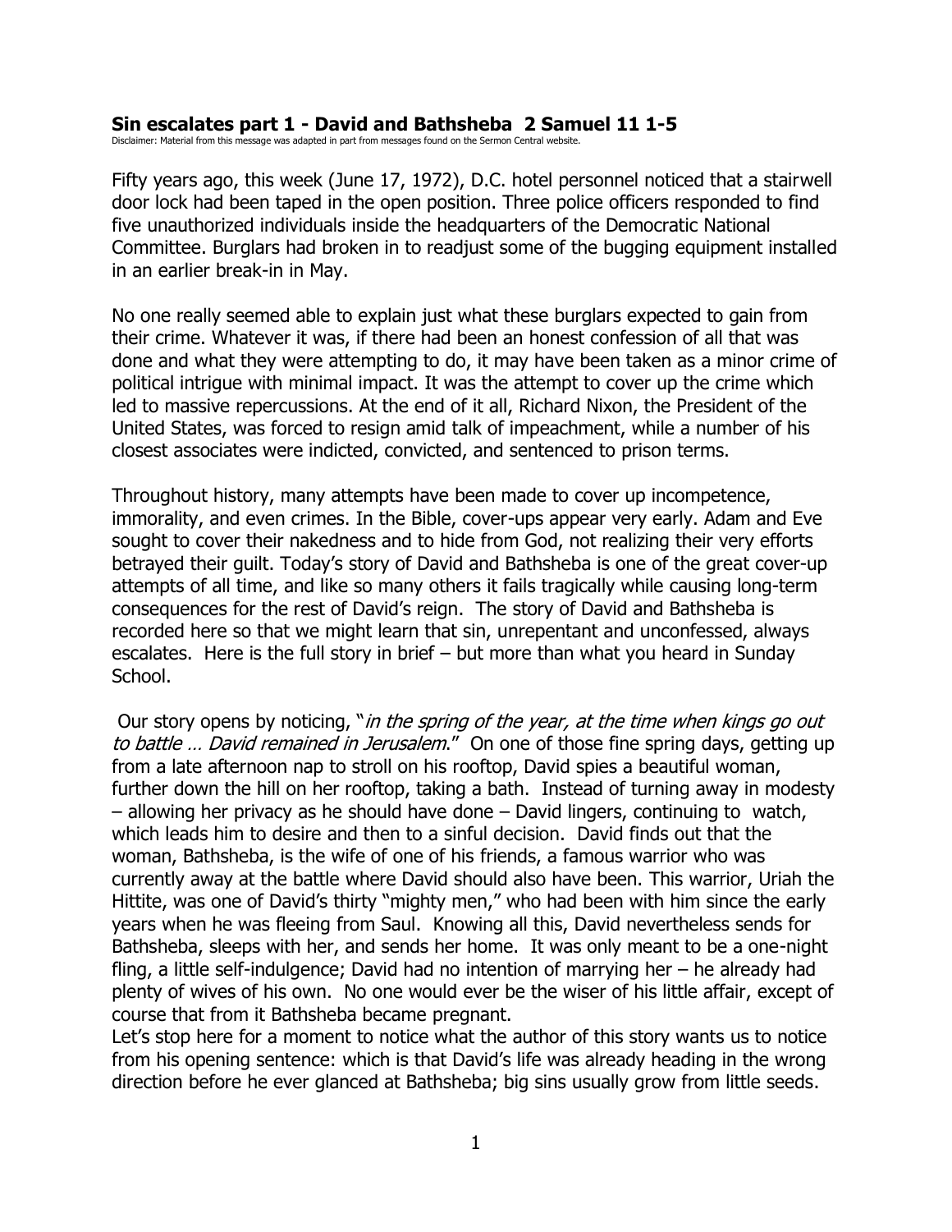# Sin escalates part 1 - David and Bathsheba 2 Samuel 11 1-5

Disclaimer: Material from this message was adapted in part from messages found on the Sermon Central website.

Fifty years ago, this week (June 17, 1972), D.C. hotel personnel noticed that a stairwell door lock had been taped in the open position. Three police officers responded to find five unauthorized individuals inside the headquarters of the Democratic National Committee. Burglars had broken in to readjust some of the bugging equipment installed in an earlier break-in in May.

No one really seemed able to explain just what these burglars expected to gain from their crime. Whatever it was, if there had been an honest confession of all that was done and what they were attempting to do, it may have been taken as a minor crime of political intrigue with minimal impact. It was the attempt to cover up the crime which led to massive repercussions. At the end of it all, Richard Nixon, the President of the United States, was forced to resign amid talk of impeachment, while a number of his closest associates were indicted, convicted, and sentenced to prison terms.

Throughout history, many attempts have been made to cover up incompetence, immorality, and even crimes. In the Bible, cover-ups appear very early. Adam and Eve sought to cover their nakedness and to hide from God, not realizing their very efforts betrayed their guilt. Today's story of David and Bathsheba is one of the great cover-up attempts of all time, and like so many others it fails tragically while causing long-term consequences for the rest of David's reign. The story of David and Bathsheba is recorded here so that we might learn that sin, unrepentant and unconfessed, always escalates. Here is the full story in brief – but more than what you heard in Sunday School.

Our story opens by noticing, "*in the spring of the year, at the time when kings go out to battle … David remained in Jerusalem*." On one of those fine spring days, getting up from a late afternoon nap to stroll on his rooftop, David spies a beautiful woman, further down the hill on her rooftop, taking a bath. Instead of turning away in modesty – allowing her privacy as he should have done – David lingers, continuing to watch, which leads him to desire and then to a sinful decision. David finds out that the woman, Bathsheba, is the wife of one of his friends, a famous warrior who was currently away at the battle where David should also have been. This warrior, Uriah the Hittite, was one of David's thirty "mighty men," who had been with him since the early years when he was fleeing from Saul. Knowing all this, David nevertheless sends for Bathsheba, sleeps with her, and sends her home. It was only meant to be a one-night fling, a little self-indulgence; David had no intention of marrying her – he already had plenty of wives of his own. No one would ever be the wiser of his little affair, except of course that from it Bathsheba became pregnant.

Let's stop here for a moment to notice what the author of this story wants us to notice from his opening sentence: which is that David's life was already heading in the wrong direction before he ever glanced at Bathsheba; big sins usually grow from little seeds.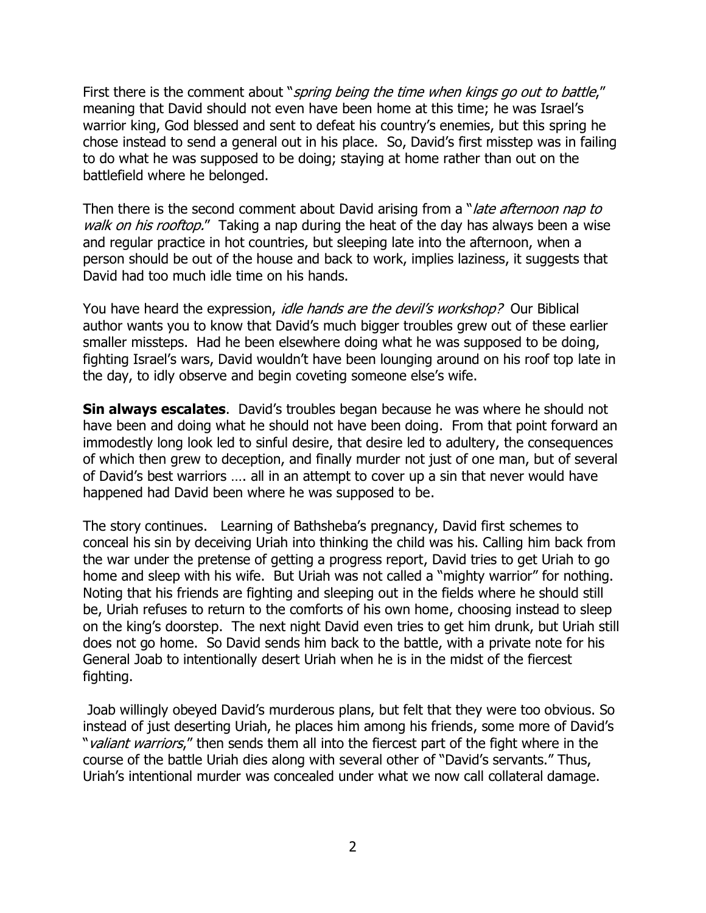First there is the comment about "*spring being the time when kings go out to battle*," meaning that David should not even have been home at this time; he was Israel's warrior king, God blessed and sent to defeat his country's enemies, but this spring he chose instead to send a general out in his place. So, David's first misstep was in failing to do what he was supposed to be doing; staying at home rather than out on the battlefield where he belonged.

Then there is the second comment about David arising from a "*late afternoon nap to walk on his rooftop.*" Taking a nap during the heat of the day has always been a wise and regular practice in hot countries, but sleeping late into the afternoon, when a person should be out of the house and back to work, implies laziness, it suggests that David had too much idle time on his hands.

You have heard the expression, *idle hands are the devil's workshop?* Our Biblical author wants you to know that David's much bigger troubles grew out of these earlier smaller missteps. Had he been elsewhere doing what he was supposed to be doing, fighting Israel's wars, David wouldn't have been lounging around on his roof top late in the day, to idly observe and begin coveting someone else's wife.

**Sin always escalates**. David's troubles began because he was where he should not have been and doing what he should not have been doing. From that point forward an immodestly long look led to sinful desire, that desire led to adultery, the consequences of which then grew to deception, and finally murder not just of one man, but of several of David's best warriors …. all in an attempt to cover up a sin that never would have happened had David been where he was supposed to be.

The story continues. Learning of Bathsheba's pregnancy, David first schemes to conceal his sin by deceiving Uriah into thinking the child was his. Calling him back from the war under the pretense of getting a progress report, David tries to get Uriah to go home and sleep with his wife. But Uriah was not called a "mighty warrior" for nothing. Noting that his friends are fighting and sleeping out in the fields where he should still be, Uriah refuses to return to the comforts of his own home, choosing instead to sleep on the king's doorstep. The next night David even tries to get him drunk, but Uriah still does not go home. So David sends him back to the battle, with a private note for his General Joab to intentionally desert Uriah when he is in the midst of the fiercest fighting.

Joab willingly obeyed David's murderous plans, but felt that they were too obvious. So instead of just deserting Uriah, he places him among his friends, some more of David's "*valiant warriors*," then sends them all into the fiercest part of the fight where in the course of the battle Uriah dies along with several other of "David's servants." Thus, Uriah's intentional murder was concealed under what we now call collateral damage.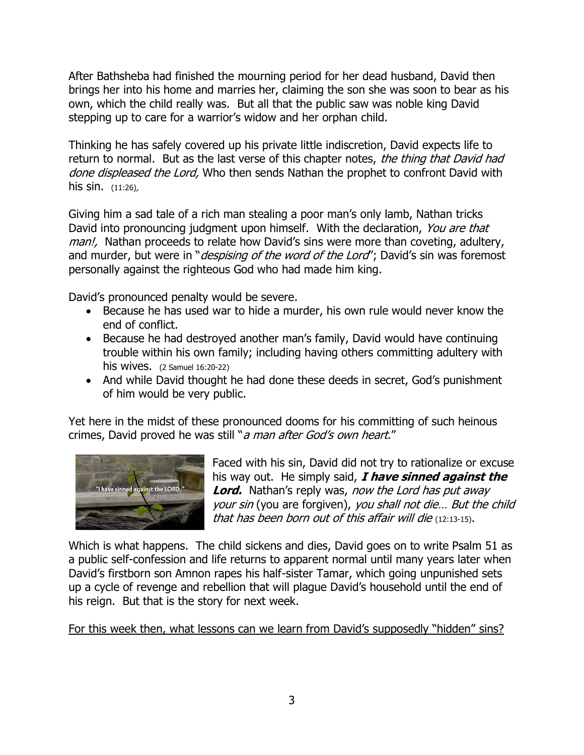After Bathsheba had finished the mourning period for her dead husband, David then brings her into his home and marries her, claiming the son she was soon to bear as his own, which the child really was. But all that the public saw was noble king David stepping up to care for a warrior's widow and her orphan child.

Thinking he has safely covered up his private little indiscretion, David expects life to return to normal. But as the last verse of this chapter notes, *the thing that David had done displeased the Lord,* Who then sends Nathan the prophet to confront David with his sin. (11:26),

Giving him a sad tale of a rich man stealing a poor man's only lamb, Nathan tricks David into pronouncing judgment upon himself. With the declaration, *You are that man!,* Nathan proceeds to relate how David's sins were more than coveting, adultery, and murder, but were in "*despising of the word of the Lord*"; David's sin was foremost personally against the righteous God who had made him king.

David's pronounced penalty would be severe.

- Because he has used war to hide a murder, his own rule would never know the end of conflict.
- Because he had destroyed another man's family, David would have continuing trouble within his own family; including having others committing adultery with his wives. (2 Samuel 16:20-22)
- And while David thought he had done these deeds in secret, God's punishment of him would be very public.

Yet here in the midst of these pronounced dooms for his committing of such heinous crimes, David proved he was still "*a man after God's own heart*."

Faced with his sin, David did not try to rationalize or excuse his way out. He simply said, ***I have sinned against the Lord.*** Nathan's reply was, *now the Lord has put away your sin* (you are forgiven), *you shall not die… But the child that has been born out of this affair will die* (12:13-15).

Which is what happens. The child sickens and dies, David goes on to write Psalm 51 as a public self-confession and life returns to apparent normal until many years later when David's firstborn son Amnon rapes his half-sister Tamar, which going unpunished sets up a cycle of revenge and rebellion that will plague David's household until the end of his reign. But that is the story for next week.

<u>For this week then, what lessons can we learn from David's supposedly "hidden" sins?</u>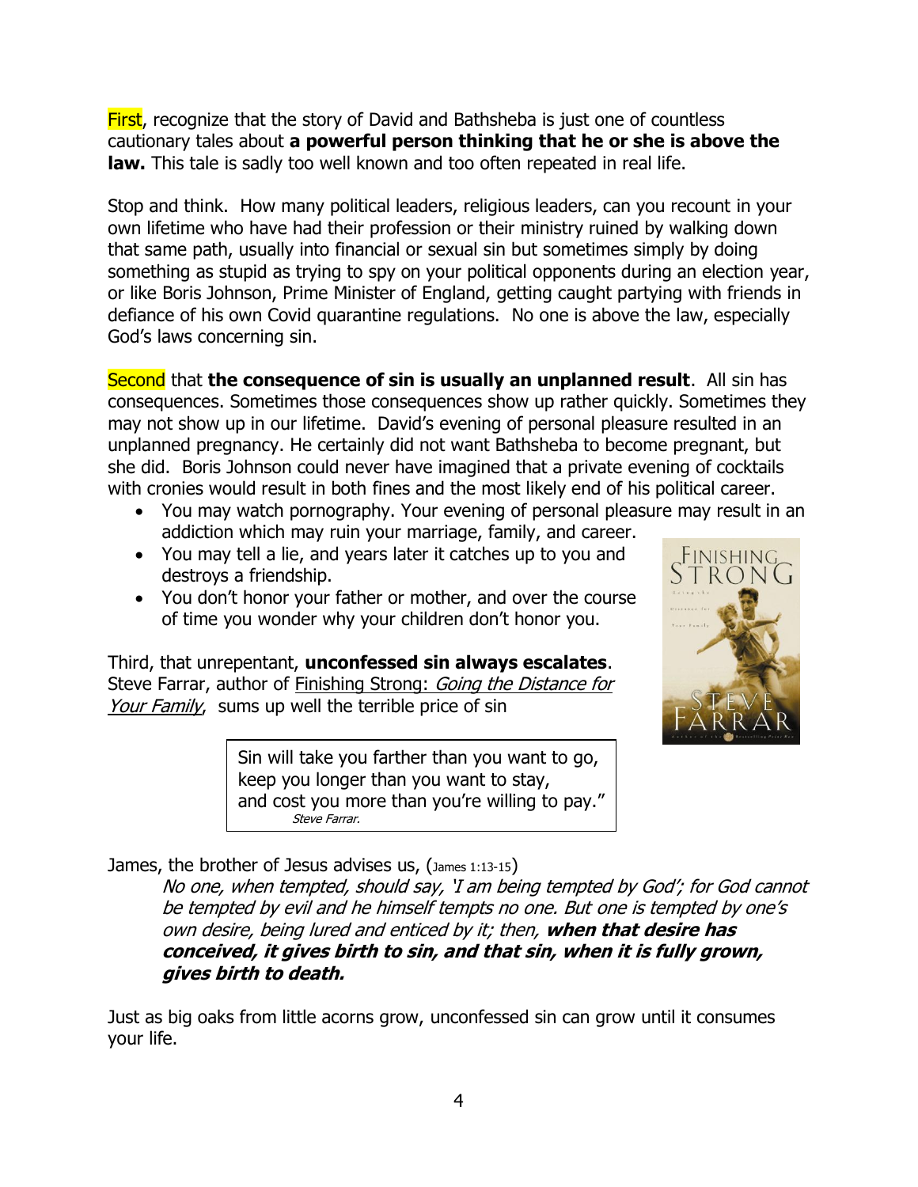First, recognize that the story of David and Bathsheba is just one of countless cautionary tales about **a powerful person thinking that he or she is above the law.** This tale is sadly too well known and too often repeated in real life.

Stop and think. How many political leaders, religious leaders, can you recount in your own lifetime who have had their profession or their ministry ruined by walking down that same path, usually into financial or sexual sin but sometimes simply by doing something as stupid as trying to spy on your political opponents during an election year, or like Boris Johnson, Prime Minister of England, getting caught partying with friends in defiance of his own Covid quarantine regulations. No one is above the law, especially God's laws concerning sin.

Second that **the consequence of sin is usually an unplanned result**. All sin has consequences. Sometimes those consequences show up rather quickly. Sometimes they may not show up in our lifetime. David's evening of personal pleasure resulted in an unplanned pregnancy. He certainly did not want Bathsheba to become pregnant, but she did. Boris Johnson could never have imagined that a private evening of cocktails with cronies would result in both fines and the most likely end of his political career.

- You may watch pornography. Your evening of personal pleasure may result in an addiction which may ruin your marriage, family, and career.
- You may tell a lie, and years later it catches up to you and destroys a friendship.
- You don't honor your father or mother, and over the course of time you wonder why your children don't honor you.

Third, that unrepentant, **unconfessed sin always escalates**. Steve Farrar, author of Finishing Strong: *Going the Distance for Your Family*, sums up well the terrible price of sin

> Sin will take you farther than you want to go,
> keep you longer than you want to stay,
> and cost you more than you're willing to pay."
> *Steve Farrar.*

James, the brother of Jesus advises us, (James 1:13-15)

> *No one, when tempted, should say, 'I am being tempted by God'; for God cannot be tempted by evil and he himself tempts no one. But one is tempted by one's own desire, being lured and enticed by it; then,* ***when that desire has conceived, it gives birth to sin, and that sin, when it is fully grown, gives birth to death.***

Just as big oaks from little acorns grow, unconfessed sin can grow until it consumes your life.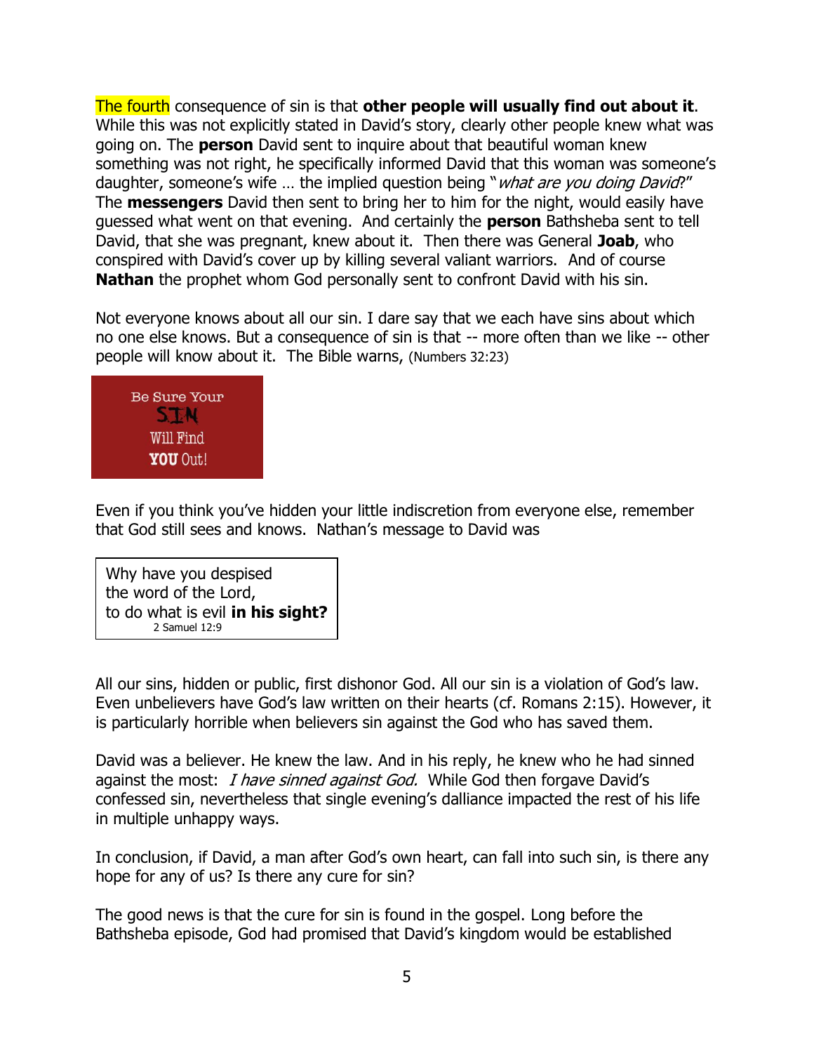The fourth consequence of sin is that **other people will usually find out about it**. While this was not explicitly stated in David's story, clearly other people knew what was going on. The **person** David sent to inquire about that beautiful woman knew something was not right, he specifically informed David that this woman was someone's daughter, someone's wife … the implied question being "*what are you doing David*?" The **messengers** David then sent to bring her to him for the night, would easily have guessed what went on that evening. And certainly the **person** Bathsheba sent to tell David, that she was pregnant, knew about it. Then there was General **Joab**, who conspired with David's cover up by killing several valiant warriors. And of course **Nathan** the prophet whom God personally sent to confront David with his sin.

Not everyone knows about all our sin. I dare say that we each have sins about which no one else knows. But a consequence of sin is that -- more often than we like -- other people will know about it. The Bible warns, (Numbers 32:23)

Be Sure Your
SIN
Will Find
**YOU** Out!

Even if you think you've hidden your little indiscretion from everyone else, remember that God still sees and knows. Nathan's message to David was

> Why have you despised
> the word of the Lord,
> to do what is evil **in his sight?**
> 2 Samuel 12:9

All our sins, hidden or public, first dishonor God. All our sin is a violation of God's law. Even unbelievers have God's law written on their hearts (cf. Romans 2:15). However, it is particularly horrible when believers sin against the God who has saved them.

David was a believer. He knew the law. And in his reply, he knew who he had sinned against the most: *I have sinned against God.* While God then forgave David's confessed sin, nevertheless that single evening's dalliance impacted the rest of his life in multiple unhappy ways.

In conclusion, if David, a man after God's own heart, can fall into such sin, is there any hope for any of us? Is there any cure for sin?

The good news is that the cure for sin is found in the gospel. Long before the Bathsheba episode, God had promised that David's kingdom would be established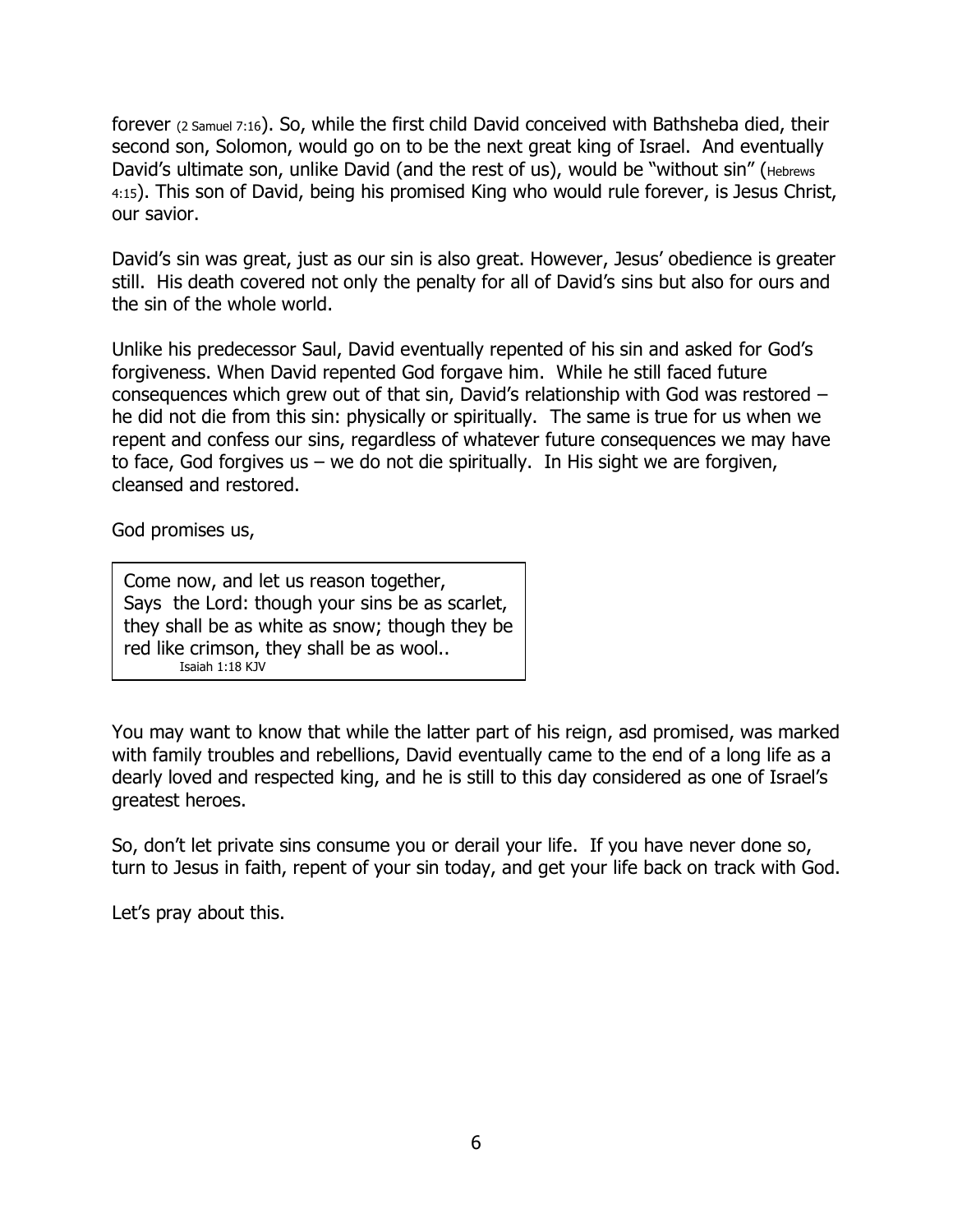forever (2 Samuel 7:16). So, while the first child David conceived with Bathsheba died, their second son, Solomon, would go on to be the next great king of Israel. And eventually David's ultimate son, unlike David (and the rest of us), would be "without sin" (Hebrews 4:15). This son of David, being his promised King who would rule forever, is Jesus Christ, our savior.

David's sin was great, just as our sin is also great. However, Jesus' obedience is greater still. His death covered not only the penalty for all of David's sins but also for ours and the sin of the whole world.

Unlike his predecessor Saul, David eventually repented of his sin and asked for God's forgiveness. When David repented God forgave him. While he still faced future consequences which grew out of that sin, David's relationship with God was restored – he did not die from this sin: physically or spiritually. The same is true for us when we repent and confess our sins, regardless of whatever future consequences we may have to face, God forgives us – we do not die spiritually. In His sight we are forgiven, cleansed and restored.

God promises us,

> Come now, and let us reason together,
> Says the Lord: though your sins be as scarlet, they shall be as white as snow; though they be red like crimson, they shall be as wool..
> Isaiah 1:18 KJV

You may want to know that while the latter part of his reign, asd promised, was marked with family troubles and rebellions, David eventually came to the end of a long life as a dearly loved and respected king, and he is still to this day considered as one of Israel's greatest heroes.

So, don't let private sins consume you or derail your life. If you have never done so, turn to Jesus in faith, repent of your sin today, and get your life back on track with God.

Let's pray about this.